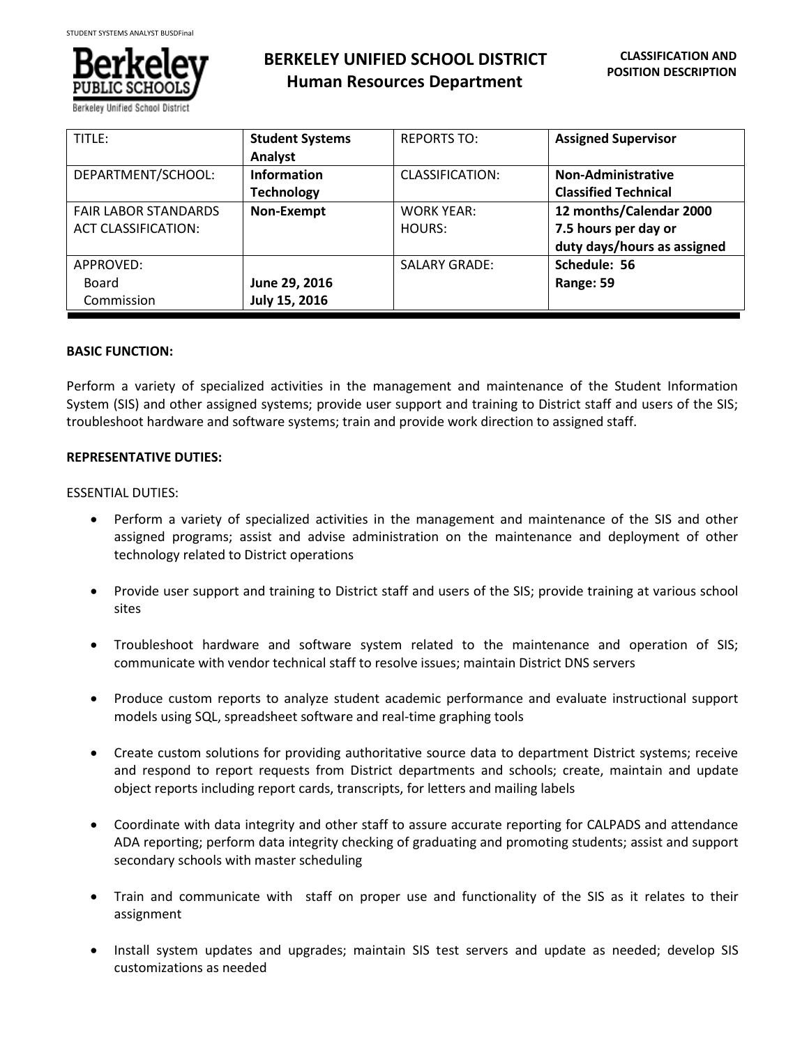# BERKELEY UNIFIED SCHOOL DISTRICT
## Human Resources Department

**CLASSIFICATION AND POSITION DESCRIPTION**

| TITLE: | **Student Systems Analyst** | REPORTS TO: | **Assigned Supervisor** |
|---|---|---|---|
| DEPARTMENT/SCHOOL: | **Information Technology** | CLASSIFICATION: | **Non-Administrative Classified Technical** |
| FAIR LABOR STANDARDS ACT CLASSIFICATION: | **Non-Exempt** | WORK YEAR: HOURS: | **12 months/Calendar 2000 7.5 hours per day or duty days/hours as assigned** |
| APPROVED: Board Commission | **June 29, 2016 July 15, 2016** | SALARY GRADE: | **Schedule: 56 Range: 59** |

**BASIC FUNCTION:**

Perform a variety of specialized activities in the management and maintenance of the Student Information System (SIS) and other assigned systems; provide user support and training to District staff and users of the SIS; troubleshoot hardware and software systems; train and provide work direction to assigned staff.

**REPRESENTATIVE DUTIES:**

ESSENTIAL DUTIES:

- Perform a variety of specialized activities in the management and maintenance of the SIS and other assigned programs; assist and advise administration on the maintenance and deployment of other technology related to District operations
- Provide user support and training to District staff and users of the SIS; provide training at various school sites
- Troubleshoot hardware and software system related to the maintenance and operation of SIS; communicate with vendor technical staff to resolve issues; maintain District DNS servers
- Produce custom reports to analyze student academic performance and evaluate instructional support models using SQL, spreadsheet software and real-time graphing tools
- Create custom solutions for providing authoritative source data to department District systems; receive and respond to report requests from District departments and schools; create, maintain and update object reports including report cards, transcripts, for letters and mailing labels
- Coordinate with data integrity and other staff to assure accurate reporting for CALPADS and attendance ADA reporting; perform data integrity checking of graduating and promoting students; assist and support secondary schools with master scheduling
- Train and communicate with staff on proper use and functionality of the SIS as it relates to their assignment
- Install system updates and upgrades; maintain SIS test servers and update as needed; develop SIS customizations as needed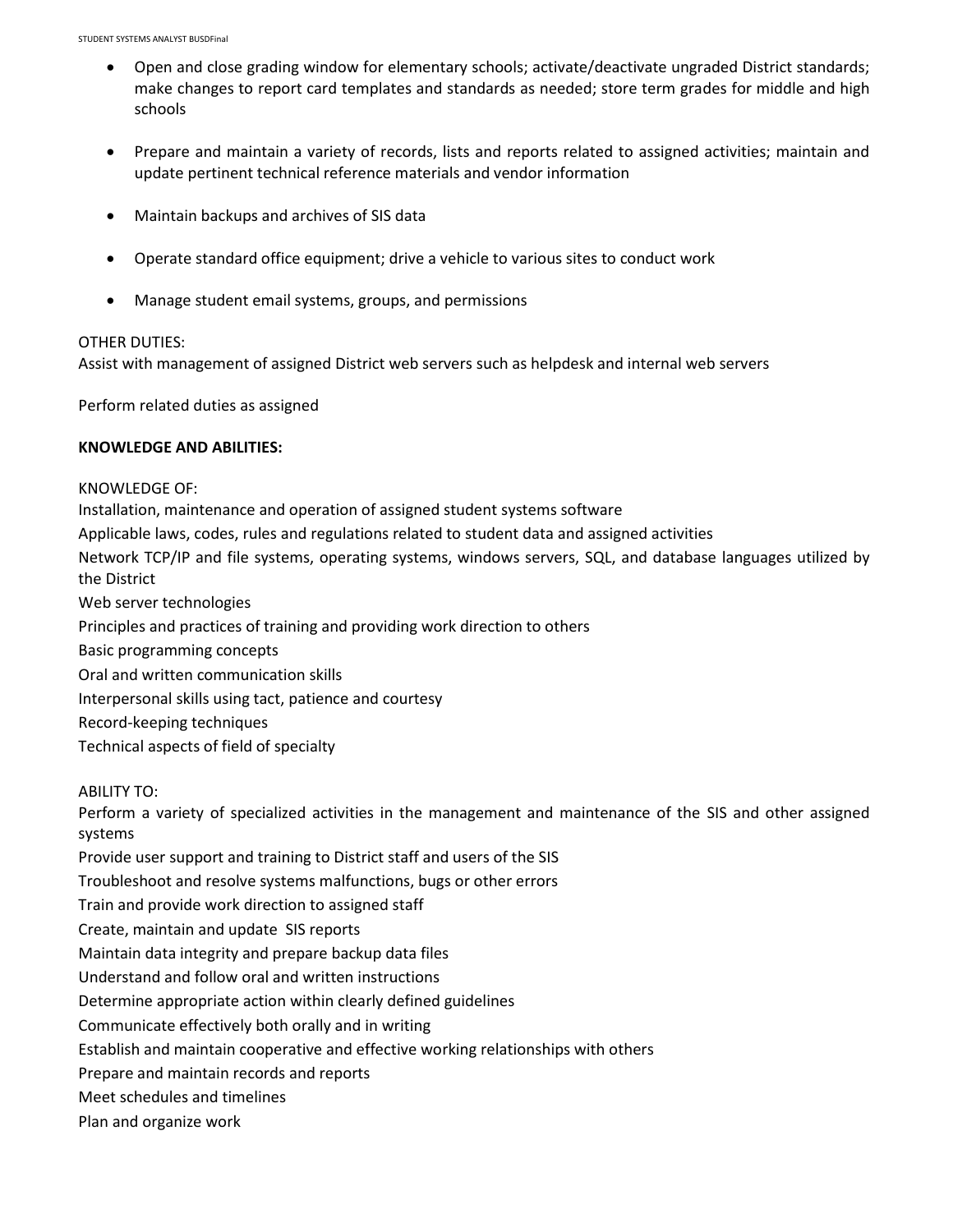- Open and close grading window for elementary schools; activate/deactivate ungraded District standards; make changes to report card templates and standards as needed; store term grades for middle and high schools

- Prepare and maintain a variety of records, lists and reports related to assigned activities; maintain and update pertinent technical reference materials and vendor information

- Maintain backups and archives of SIS data

- Operate standard office equipment; drive a vehicle to various sites to conduct work

- Manage student email systems, groups, and permissions

OTHER DUTIES:

Assist with management of assigned District web servers such as helpdesk and internal web servers

Perform related duties as assigned

**KNOWLEDGE AND ABILITIES:**

KNOWLEDGE OF:

Installation, maintenance and operation of assigned student systems software

Applicable laws, codes, rules and regulations related to student data and assigned activities

Network TCP/IP and file systems, operating systems, windows servers, SQL, and database languages utilized by the District

Web server technologies

Principles and practices of training and providing work direction to others

Basic programming concepts

Oral and written communication skills

Interpersonal skills using tact, patience and courtesy

Record-keeping techniques

Technical aspects of field of specialty

ABILITY TO:

Perform a variety of specialized activities in the management and maintenance of the SIS and other assigned systems

Provide user support and training to District staff and users of the SIS

Troubleshoot and resolve systems malfunctions, bugs or other errors

Train and provide work direction to assigned staff

Create, maintain and update SIS reports

Maintain data integrity and prepare backup data files

Understand and follow oral and written instructions

Determine appropriate action within clearly defined guidelines

Communicate effectively both orally and in writing

Establish and maintain cooperative and effective working relationships with others

Prepare and maintain records and reports

Meet schedules and timelines

Plan and organize work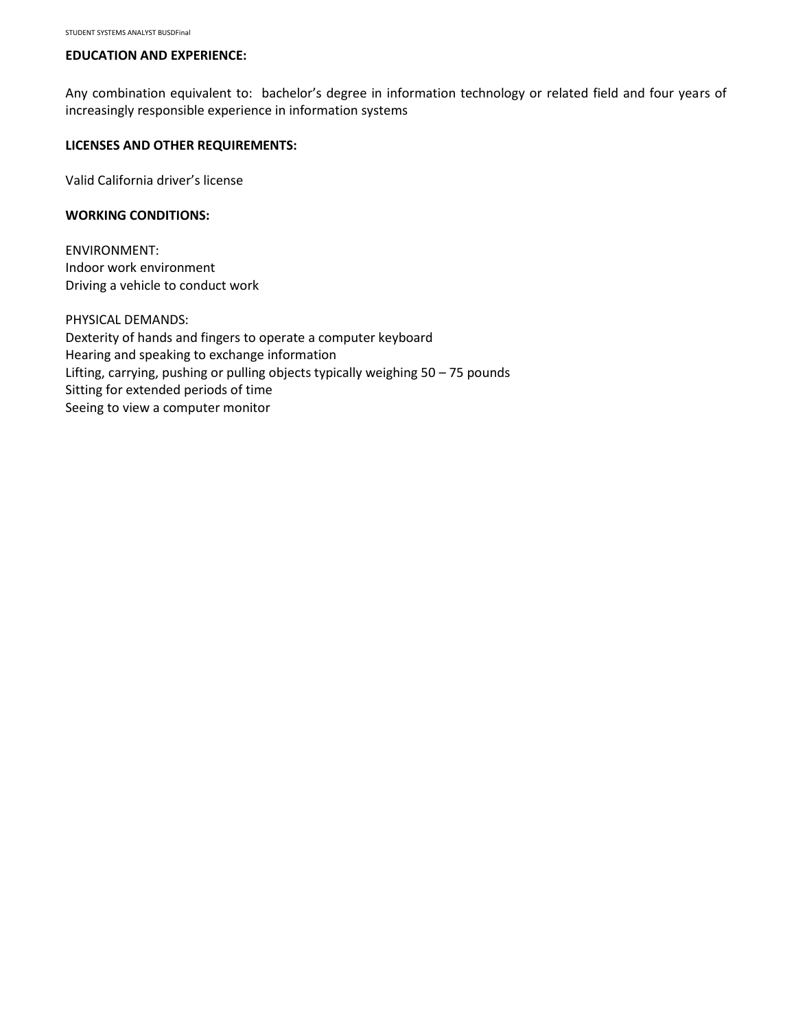**EDUCATION AND EXPERIENCE:**

Any combination equivalent to: bachelor's degree in information technology or related field and four years of increasingly responsible experience in information systems

**LICENSES AND OTHER REQUIREMENTS:**

Valid California driver's license

**WORKING CONDITIONS:**

ENVIRONMENT:
Indoor work environment
Driving a vehicle to conduct work

PHYSICAL DEMANDS:
Dexterity of hands and fingers to operate a computer keyboard
Hearing and speaking to exchange information
Lifting, carrying, pushing or pulling objects typically weighing 50 – 75 pounds
Sitting for extended periods of time
Seeing to view a computer monitor